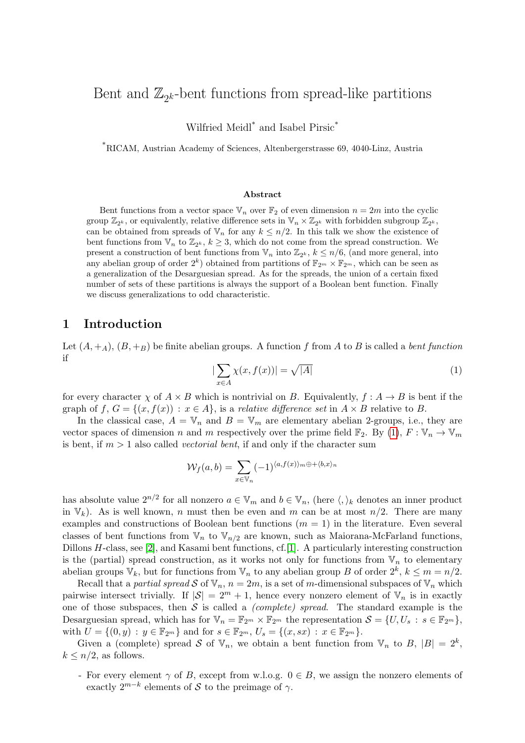# Bent and $\mathbb{Z}_{2^k}$-bent functions from spread-like partitions

Wilfried Meidl[*] and Isabel Pirsic[*]

[*]RICAM, Austrian Academy of Sciences, Altenbergerstrasse 69, 4040-Linz, Austria

### Abstract

Bent functions from a vector space $\mathbb{V}_n$ over $\mathbb{F}_2$ of even dimension $n = 2m$ into the cyclic group $\mathbb{Z}_{2^k}$, or equivalently, relative difference sets in $\mathbb{V}_n \times \mathbb{Z}_{2^k}$ with forbidden subgroup $\mathbb{Z}_{2^k}$, can be obtained from spreads of $\mathbb{V}_n$ for any $k \le n/2$. In this talk we show the existence of bent functions from $\mathbb{V}_n$ to $\mathbb{Z}_{2^k}$, $k \ge 3$, which do not come from the spread construction. We present a construction of bent functions from $\mathbb{V}_n$ into $\mathbb{Z}_{2^k}$, $k \le n/6$, (and more general, into any abelian group of order $2^k$) obtained from partitions of $\mathbb{F}_{2^m} \times \mathbb{F}_{2^m}$, which can be seen as a generalization of the Desarguesian spread. As for the spreads, the union of a certain fixed number of sets of these partitions is always the support of a Boolean bent function. Finally we discuss generalizations to odd characteristic.

## 1 Introduction

Let $(A, +_A)$, $(B, +_B)$ be finite abelian groups. A function $f$ from $A$ to $B$ is called a *bent function* if

$$|\sum_{x \in A} \chi(x, f(x))| = \sqrt{|A|} \tag{1}$$

for every character $\chi$ of $A \times B$ which is nontrivial on $B$. Equivalently, $f : A \to B$ is bent if the graph of $f$, $G = \{(x, f(x)) : x \in A\}$, is a *relative difference set* in $A \times B$ relative to $B$.

In the classical case, $A = \mathbb{V}_n$ and $B = \mathbb{V}_m$ are elementary abelian 2-groups, i.e., they are vector spaces of dimension $n$ and $m$ respectively over the prime field $\mathbb{F}_2$. By (1), $F : \mathbb{V}_n \to \mathbb{V}_m$ is bent, if $m > 1$ also called *vectorial bent*, if and only if the character sum

$$\mathcal{W}_f(a, b) = \sum_{x \in \mathbb{V}_n} (-1)^{\langle a, f(x) \rangle_m \oplus + \langle b, x \rangle_n}$$

has absolute value $2^{n/2}$ for all nonzero $a \in \mathbb{V}_m$ and $b \in \mathbb{V}_n$, (here $\langle , \rangle_k$ denotes an inner product in $\mathbb{V}_k$). As is well known, $n$ must then be even and $m$ can be at most $n/2$. There are many examples and constructions of Boolean bent functions ($m = 1$) in the literature. Even several classes of bent functions from $\mathbb{V}_n$ to $\mathbb{V}_{n/2}$ are known, such as Maiorana-McFarland functions, Dillons $H$-class, see [2], and Kasami bent functions, cf.[1]. A particularly interesting construction is the (partial) spread construction, as it works not only for functions from $\mathbb{V}_n$ to elementary abelian groups $\mathbb{V}_k$, but for functions from $\mathbb{V}_n$ to any abelian group $B$ of order $2^k$, $k \le m = n/2$.

Recall that a *partial spread* $\mathcal{S}$ of $\mathbb{V}_n$, $n = 2m$, is a set of $m$-dimensional subspaces of $\mathbb{V}_n$ which pairwise intersect trivially. If $|\mathcal{S}| = 2^m + 1$, hence every nonzero element of $\mathbb{V}_n$ is in exactly one of those subspaces, then $\mathcal{S}$ is called a *(complete) spread*. The standard example is the Desarguesian spread, which has for $\mathbb{V}_n = \mathbb{F}_{2^m} \times \mathbb{F}_{2^m}$ the representation $\mathcal{S} = \{U, U_s : s \in \mathbb{F}_{2^m}\}$, with $U = \{(0, y) : y \in \mathbb{F}_{2^m}\}$ and for $s \in \mathbb{F}_{2^m}$, $U_s = \{(x, sx) : x \in \mathbb{F}_{2^m}\}$.

Given a (complete) spread $\mathcal{S}$ of $\mathbb{V}_n$, we obtain a bent function from $\mathbb{V}_n$ to $B$, $|B| = 2^k$, $k \le n/2$, as follows.

- For every element $\gamma$ of $B$, except from w.l.o.g. $0 \in B$, we assign the nonzero elements of exactly $2^{m-k}$ elements of $\mathcal{S}$ to the preimage of $\gamma$.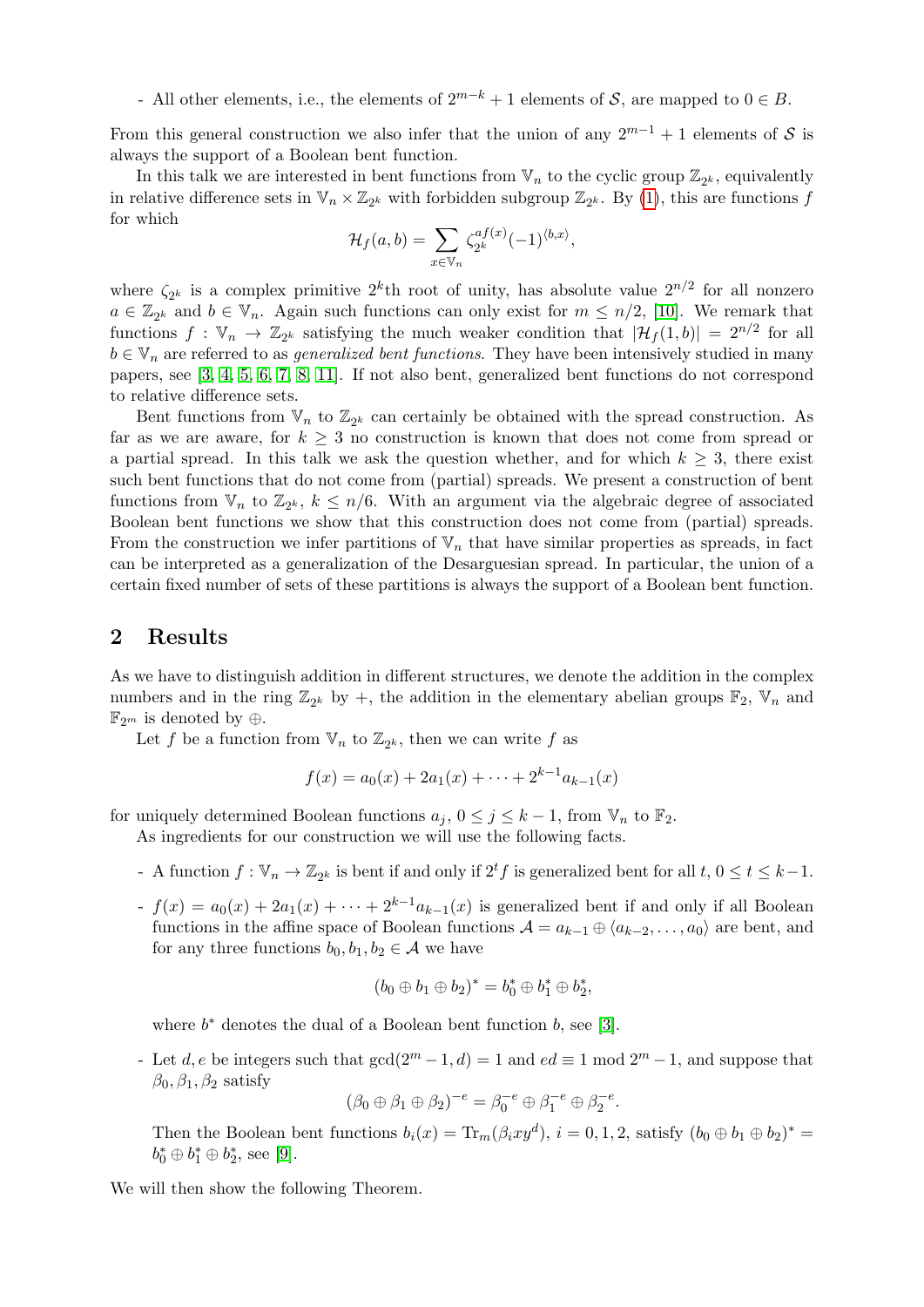- All other elements, i.e., the elements of $2^{m-k}+1$ elements of $\mathcal{S}$, are mapped to $0 \in B$.

From this general construction we also infer that the union of any $2^{m-1}+1$ elements of $\mathcal{S}$ is always the support of a Boolean bent function.

In this talk we are interested in bent functions from $\mathbb{V}_n$ to the cyclic group $\mathbb{Z}_{2^k}$, equivalently in relative difference sets in $\mathbb{V}_n \times \mathbb{Z}_{2^k}$ with forbidden subgroup $\mathbb{Z}_{2^k}$. By (1), this are functions $f$ for which

$$\mathcal{H}_f(a,b) = \sum_{x\in\mathbb{V}_n} \zeta_{2^k}^{af(x)}(-1)^{\langle b,x\rangle},$$

where $\zeta_{2^k}$ is a complex primitive $2^k$th root of unity, has absolute value $2^{n/2}$ for all nonzero $a \in \mathbb{Z}_{2^k}$ and $b \in \mathbb{V}_n$. Again such functions can only exist for $m \le n/2$, [10]. We remark that functions $f : \mathbb{V}_n \to \mathbb{Z}_{2^k}$ satisfying the much weaker condition that $|\mathcal{H}_f(1,b)| = 2^{n/2}$ for all $b \in \mathbb{V}_n$ are referred to as *generalized bent functions*. They have been intensively studied in many papers, see [3, 4, 5, 6, 7, 8, 11]. If not also bent, generalized bent functions do not correspond to relative difference sets.

Bent functions from $\mathbb{V}_n$ to $\mathbb{Z}_{2^k}$ can certainly be obtained with the spread construction. As far as we are aware, for $k \ge 3$ no construction is known that does not come from spread or a partial spread. In this talk we ask the question whether, and for which $k \ge 3$, there exist such bent functions that do not come from (partial) spreads. We present a construction of bent functions from $\mathbb{V}_n$ to $\mathbb{Z}_{2^k}$, $k \le n/6$. With an argument via the algebraic degree of associated Boolean bent functions we show that this construction does not come from (partial) spreads. From the construction we infer partitions of $\mathbb{V}_n$ that have similar properties as spreads, in fact can be interpreted as a generalization of the Desarguesian spread. In particular, the union of a certain fixed number of sets of these partitions is always the support of a Boolean bent function.

## 2 Results

As we have to distinguish addition in different structures, we denote the addition in the complex numbers and in the ring $\mathbb{Z}_{2^k}$ by $+$, the addition in the elementary abelian groups $\mathbb{F}_2$, $\mathbb{V}_n$ and $\mathbb{F}_{2^m}$ is denoted by $\oplus$.

Let $f$ be a function from $\mathbb{V}_n$ to $\mathbb{Z}_{2^k}$, then we can write $f$ as

$$f(x) = a_0(x) + 2a_1(x) + \cdots + 2^{k-1}a_{k-1}(x)$$

for uniquely determined Boolean functions $a_j$, $0 \le j \le k-1$, from $\mathbb{V}_n$ to $\mathbb{F}_2$.

As ingredients for our construction we will use the following facts.

- A function $f : \mathbb{V}_n \to \mathbb{Z}_{2^k}$ is bent if and only if $2^t f$ is generalized bent for all $t$, $0 \le t \le k-1$.
- $f(x) = a_0(x) + 2a_1(x) + \cdots + 2^{k-1}a_{k-1}(x)$ is generalized bent if and only if all Boolean functions in the affine space of Boolean functions $\mathcal{A} = a_{k-1} \oplus \langle a_{k-2}, \ldots, a_0\rangle$ are bent, and for any three functions $b_0, b_1, b_2 \in \mathcal{A}$ we have

$$(b_0 \oplus b_1 \oplus b_2)^* = b_0^* \oplus b_1^* \oplus b_2^*,$$

  where $b^*$ denotes the dual of a Boolean bent function $b$, see [3].
- Let $d, e$ be integers such that $\gcd(2^m-1, d) = 1$ and $ed \equiv 1 \bmod 2^m - 1$, and suppose that $\beta_0, \beta_1, \beta_2$ satisfy

$$(\beta_0 \oplus \beta_1 \oplus \beta_2)^{-e} = \beta_0^{-e} \oplus \beta_1^{-e} \oplus \beta_2^{-e}.$$

  Then the Boolean bent functions $b_i(x) = \mathrm{Tr}_m(\beta_i x y^d)$, $i = 0, 1, 2$, satisfy $(b_0 \oplus b_1 \oplus b_2)^* = b_0^* \oplus b_1^* \oplus b_2^*$, see [9].

We will then show the following Theorem.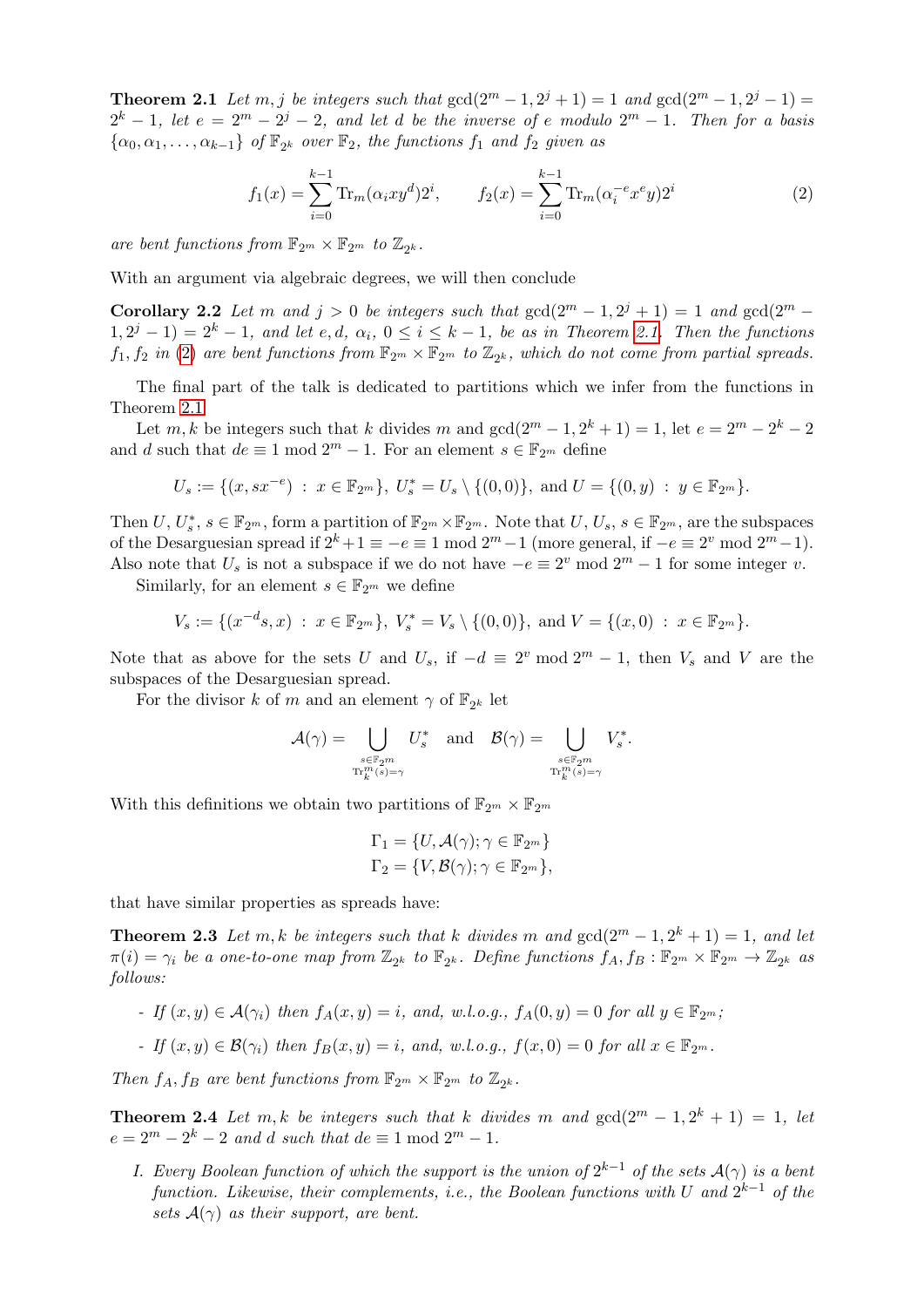**Theorem 2.1** *Let $m, j$ be integers such that $\gcd(2^m-1, 2^j+1) = 1$ and $\gcd(2^m-1, 2^j-1) = 2^k-1$, let $e = 2^m - 2^j - 2$, and let $d$ be the inverse of $e$ modulo $2^m-1$. Then for a basis $\{\alpha_0, \alpha_1, \ldots, \alpha_{k-1}\}$ of $\mathbb{F}_{2^k}$ over $\mathbb{F}_2$, the functions $f_1$ and $f_2$ given as*

$$f_1(x) = \sum_{i=0}^{k-1} \mathrm{Tr}_m(\alpha_i x y^d) 2^i, \qquad f_2(x) = \sum_{i=0}^{k-1} \mathrm{Tr}_m(\alpha_i^{-e} x^e y) 2^i \tag{2}$$

*are bent functions from $\mathbb{F}_{2^m} \times \mathbb{F}_{2^m}$ to $\mathbb{Z}_{2^k}$.*

With an argument via algebraic degrees, we will then conclude

**Corollary 2.2** *Let $m$ and $j > 0$ be integers such that $\gcd(2^m-1, 2^j+1) = 1$ and $\gcd(2^m-1, 2^j-1) = 2^k-1$, and let $e, d, \alpha_i$, $0 \le i \le k-1$, be as in Theorem 2.1. Then the functions $f_1, f_2$ in (2) are bent functions from $\mathbb{F}_{2^m} \times \mathbb{F}_{2^m}$ to $\mathbb{Z}_{2^k}$, which do not come from partial spreads.*

The final part of the talk is dedicated to partitions which we infer from the functions in Theorem 2.1.

Let $m, k$ be integers such that $k$ divides $m$ and $\gcd(2^m-1, 2^k+1) = 1$, let $e = 2^m - 2^k - 2$ and $d$ such that $de \equiv 1 \bmod 2^m - 1$. For an element $s \in \mathbb{F}_{2^m}$ define

$$U_s := \{(x, sx^{-e}) \;:\; x \in \mathbb{F}_{2^m}\},\; U_s^* = U_s \setminus \{(0,0)\}, \text{ and } U = \{(0, y) \;:\; y \in \mathbb{F}_{2^m}\}.$$

Then $U, U_s^*$, $s \in \mathbb{F}_{2^m}$, form a partition of $\mathbb{F}_{2^m} \times \mathbb{F}_{2^m}$. Note that $U, U_s$, $s \in \mathbb{F}_{2^m}$, are the subspaces of the Desarguesian spread if $2^k+1 \equiv -e \equiv 1 \bmod 2^m-1$ (more general, if $-e \equiv 2^v \bmod 2^m-1$). Also note that $U_s$ is not a subspace if we do not have $-e \equiv 2^v \bmod 2^m - 1$ for some integer $v$.

Similarly, for an element $s \in \mathbb{F}_{2^m}$ we define

$$V_s := \{(x^{-d}s, x) \;:\; x \in \mathbb{F}_{2^m}\},\; V_s^* = V_s \setminus \{(0,0)\}, \text{ and } V = \{(x, 0) \;:\; x \in \mathbb{F}_{2^m}\}.$$

Note that as above for the sets $U$ and $U_s$, if $-d \equiv 2^v \bmod 2^m - 1$, then $V_s$ and $V$ are the subspaces of the Desarguesian spread.

For the divisor $k$ of $m$ and an element $\gamma$ of $\mathbb{F}_{2^k}$ let

$$\mathcal{A}(\gamma) = \bigcup_{\substack{s \in \mathbb{F}_{2^m} \\ \mathrm{Tr}_k^m(s) = \gamma}} U_s^* \quad \text{and} \quad \mathcal{B}(\gamma) = \bigcup_{\substack{s \in \mathbb{F}_{2^m} \\ \mathrm{Tr}_k^m(s) = \gamma}} V_s^*.$$

With this definitions we obtain two partitions of $\mathbb{F}_{2^m} \times \mathbb{F}_{2^m}$

$$\Gamma_1 = \{U, \mathcal{A}(\gamma); \gamma \in \mathbb{F}_{2^m}\}$$
$$\Gamma_2 = \{V, \mathcal{B}(\gamma); \gamma \in \mathbb{F}_{2^m}\},$$

that have similar properties as spreads have:

**Theorem 2.3** *Let $m, k$ be integers such that $k$ divides $m$ and $\gcd(2^m-1, 2^k+1) = 1$, and let $\pi(i) = \gamma_i$ be a one-to-one map from $\mathbb{Z}_{2^k}$ to $\mathbb{F}_{2^k}$. Define functions $f_A, f_B : \mathbb{F}_{2^m} \times \mathbb{F}_{2^m} \to \mathbb{Z}_{2^k}$ as follows:*

- *If $(x, y) \in \mathcal{A}(\gamma_i)$ then $f_A(x, y) = i$, and, w.l.o.g., $f_A(0, y) = 0$ for all $y \in \mathbb{F}_{2^m}$;*
- *If $(x, y) \in \mathcal{B}(\gamma_i)$ then $f_B(x, y) = i$, and, w.l.o.g., $f(x, 0) = 0$ for all $x \in \mathbb{F}_{2^m}$.*

*Then $f_A, f_B$ are bent functions from $\mathbb{F}_{2^m} \times \mathbb{F}_{2^m}$ to $\mathbb{Z}_{2^k}$.*

**Theorem 2.4** *Let $m, k$ be integers such that $k$ divides $m$ and $\gcd(2^m-1, 2^k+1) = 1$, let $e = 2^m - 2^k - 2$ and $d$ such that $de \equiv 1 \bmod 2^m - 1$.*

*I. Every Boolean function of which the support is the union of $2^{k-1}$ of the sets $\mathcal{A}(\gamma)$ is a bent function. Likewise, their complements, i.e., the Boolean functions with $U$ and $2^{k-1}$ of the sets $\mathcal{A}(\gamma)$ as their support, are bent.*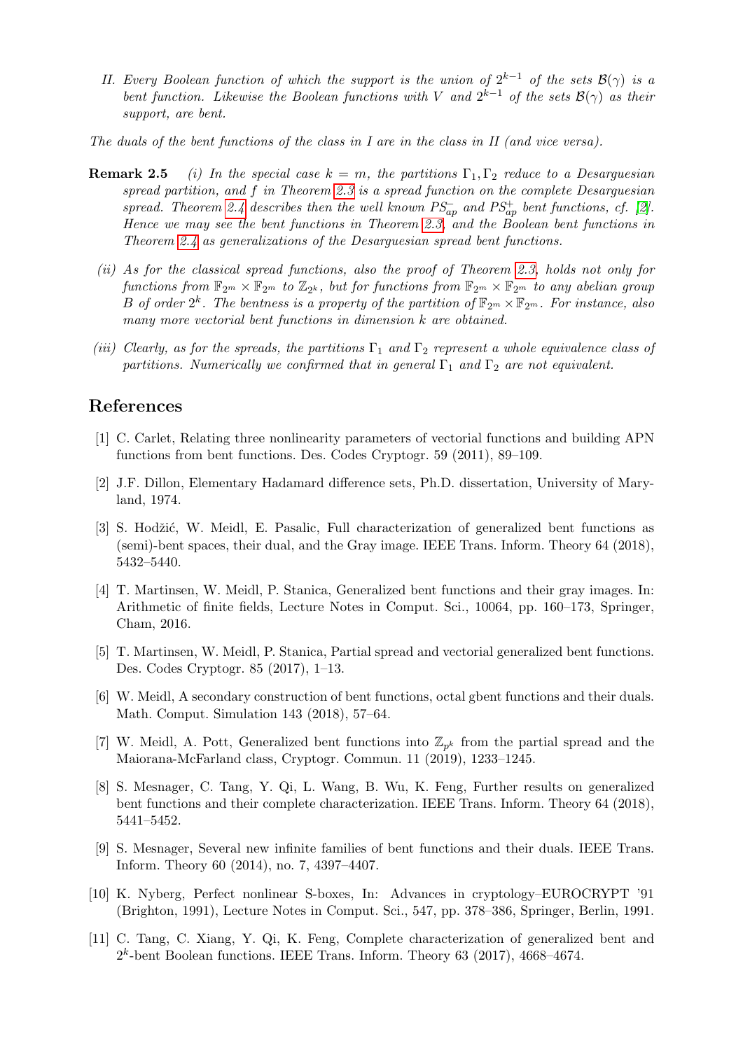*II. Every Boolean function of which the support is the union of $2^{k-1}$ of the sets $\mathcal{B}(\gamma)$ is a bent function. Likewise the Boolean functions with $V$ and $2^{k-1}$ of the sets $\mathcal{B}(\gamma)$ as their support, are bent.*

*The duals of the bent functions of the class in I are in the class in II (and vice versa).*

**Remark 2.5** *(i) In the special case $k = m$, the partitions $\Gamma_1, \Gamma_2$ reduce to a Desarguesian spread partition, and $f$ in Theorem 2.3 is a spread function on the complete Desarguesian spread. Theorem 2.4 describes then the well known $PS_{ap}^-$ and $PS_{ap}^+$ bent functions, cf. [2]. Hence we may see the bent functions in Theorem 2.3, and the Boolean bent functions in Theorem 2.4 as generalizations of the Desarguesian spread bent functions.*

*(ii) As for the classical spread functions, also the proof of Theorem 2.3, holds not only for functions from $\mathbb{F}_{2^m} \times \mathbb{F}_{2^m}$ to $\mathbb{Z}_{2^k}$, but for functions from $\mathbb{F}_{2^m} \times \mathbb{F}_{2^m}$ to any abelian group $B$ of order $2^k$. The bentness is a property of the partition of $\mathbb{F}_{2^m} \times \mathbb{F}_{2^m}$. For instance, also many more vectorial bent functions in dimension $k$ are obtained.*

*(iii) Clearly, as for the spreads, the partitions $\Gamma_1$ and $\Gamma_2$ represent a whole equivalence class of partitions. Numerically we confirmed that in general $\Gamma_1$ and $\Gamma_2$ are not equivalent.*

## References

[1] C. Carlet, Relating three nonlinearity parameters of vectorial functions and building APN functions from bent functions. Des. Codes Cryptogr. 59 (2011), 89–109.

[2] J.F. Dillon, Elementary Hadamard difference sets, Ph.D. dissertation, University of Maryland, 1974.

[3] S. Hodžić, W. Meidl, E. Pasalic, Full characterization of generalized bent functions as (semi)-bent spaces, their dual, and the Gray image. IEEE Trans. Inform. Theory 64 (2018), 5432–5440.

[4] T. Martinsen, W. Meidl, P. Stanica, Generalized bent functions and their gray images. In: Arithmetic of finite fields, Lecture Notes in Comput. Sci., 10064, pp. 160–173, Springer, Cham, 2016.

[5] T. Martinsen, W. Meidl, P. Stanica, Partial spread and vectorial generalized bent functions. Des. Codes Cryptogr. 85 (2017), 1–13.

[6] W. Meidl, A secondary construction of bent functions, octal gbent functions and their duals. Math. Comput. Simulation 143 (2018), 57–64.

[7] W. Meidl, A. Pott, Generalized bent functions into $\mathbb{Z}_{p^k}$ from the partial spread and the Maiorana-McFarland class, Cryptogr. Commun. 11 (2019), 1233–1245.

[8] S. Mesnager, C. Tang, Y. Qi, L. Wang, B. Wu, K. Feng, Further results on generalized bent functions and their complete characterization. IEEE Trans. Inform. Theory 64 (2018), 5441–5452.

[9] S. Mesnager, Several new infinite families of bent functions and their duals. IEEE Trans. Inform. Theory 60 (2014), no. 7, 4397–4407.

[10] K. Nyberg, Perfect nonlinear S-boxes, In: Advances in cryptology–EUROCRYPT '91 (Brighton, 1991), Lecture Notes in Comput. Sci., 547, pp. 378–386, Springer, Berlin, 1991.

[11] C. Tang, C. Xiang, Y. Qi, K. Feng, Complete characterization of generalized bent and $2^k$-bent Boolean functions. IEEE Trans. Inform. Theory 63 (2017), 4668–4674.